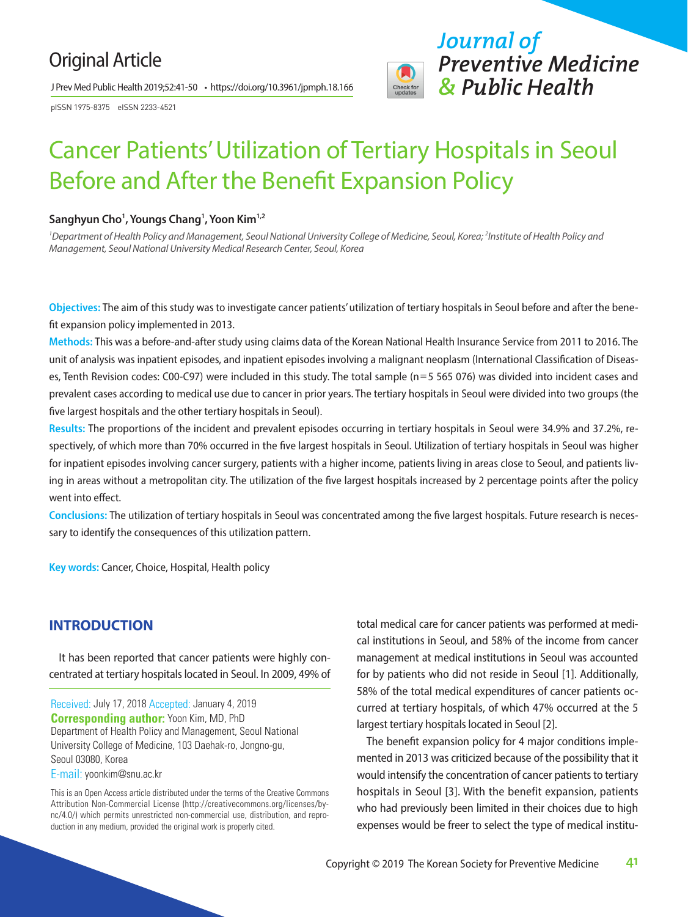Original Article

# Cancer Patients' Utilization of Tertiary Hospitals in Seoul Before and After the Benefit Expansion Policy

**Sanghyun Cho[1], Youngs Chang[1], Yoon Kim[1,2]**

*[1]Department of Health Policy and Management, Seoul National University College of Medicine, Seoul, Korea; [2]Institute of Health Policy and Management, Seoul National University Medical Research Center, Seoul, Korea*

**Objectives:** The aim of this study was to investigate cancer patients' utilization of tertiary hospitals in Seoul before and after the benefit expansion policy implemented in 2013.

**Methods:** This was a before-and-after study using claims data of the Korean National Health Insurance Service from 2011 to 2016. The unit of analysis was inpatient episodes, and inpatient episodes involving a malignant neoplasm (International Classification of Diseases, Tenth Revision codes: C00-C97) were included in this study. The total sample (n=5 565 076) was divided into incident cases and prevalent cases according to medical use due to cancer in prior years. The tertiary hospitals in Seoul were divided into two groups (the five largest hospitals and the other tertiary hospitals in Seoul).

**Results:** The proportions of the incident and prevalent episodes occurring in tertiary hospitals in Seoul were 34.9% and 37.2%, respectively, of which more than 70% occurred in the five largest hospitals in Seoul. Utilization of tertiary hospitals in Seoul was higher for inpatient episodes involving cancer surgery, patients with a higher income, patients living in areas close to Seoul, and patients living in areas without a metropolitan city. The utilization of the five largest hospitals increased by 2 percentage points after the policy went into effect.

**Conclusions:** The utilization of tertiary hospitals in Seoul was concentrated among the five largest hospitals. Future research is necessary to identify the consequences of this utilization pattern.

**Key words:** Cancer, Choice, Hospital, Health policy

## INTRODUCTION

It has been reported that cancer patients were highly concentrated at tertiary hospitals located in Seoul. In 2009, 49% of total medical care for cancer patients was performed at medical institutions in Seoul, and 58% of the income from cancer management at medical institutions in Seoul was accounted for by patients who did not reside in Seoul [1]. Additionally, 58% of the total medical expenditures of cancer patients occurred at tertiary hospitals, of which 47% occurred at the 5 largest tertiary hospitals located in Seoul [2].

The benefit expansion policy for 4 major conditions implemented in 2013 was criticized because of the possibility that it would intensify the concentration of cancer patients to tertiary hospitals in Seoul [3]. With the benefit expansion, patients who had previously been limited in their choices due to high expenses would be freer to select the type of medical institu-

Received: July 17, 2018 Accepted: January 4, 2019
**Corresponding author:** Yoon Kim, MD, PhD
Department of Health Policy and Management, Seoul National University College of Medicine, 103 Daehak-ro, Jongno-gu, Seoul 03080, Korea
E-mail: yoonkim@snu.ac.kr

This is an Open Access article distributed under the terms of the Creative Commons Attribution Non-Commercial License (http://creativecommons.org/licenses/by-nc/4.0/) which permits unrestricted non-commercial use, distribution, and reproduction in any medium, provided the original work is properly cited.

Copyright © 2019 The Korean Society for Preventive Medicine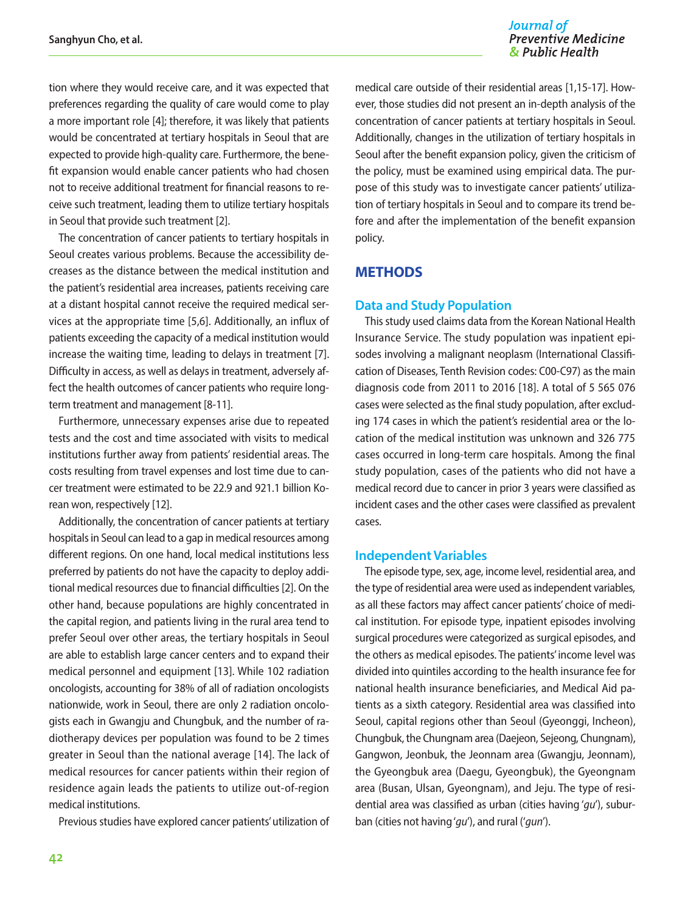tion where they would receive care, and it was expected that preferences regarding the quality of care would come to play a more important role [4]; therefore, it was likely that patients would be concentrated at tertiary hospitals in Seoul that are expected to provide high-quality care. Furthermore, the benefit expansion would enable cancer patients who had chosen not to receive additional treatment for financial reasons to receive such treatment, leading them to utilize tertiary hospitals in Seoul that provide such treatment [2].

The concentration of cancer patients to tertiary hospitals in Seoul creates various problems. Because the accessibility decreases as the distance between the medical institution and the patient's residential area increases, patients receiving care at a distant hospital cannot receive the required medical services at the appropriate time [5,6]. Additionally, an influx of patients exceeding the capacity of a medical institution would increase the waiting time, leading to delays in treatment [7]. Difficulty in access, as well as delays in treatment, adversely affect the health outcomes of cancer patients who require long-term treatment and management [8-11].

Furthermore, unnecessary expenses arise due to repeated tests and the cost and time associated with visits to medical institutions further away from patients' residential areas. The costs resulting from travel expenses and lost time due to cancer treatment were estimated to be 22.9 and 921.1 billion Korean won, respectively [12].

Additionally, the concentration of cancer patients at tertiary hospitals in Seoul can lead to a gap in medical resources among different regions. On one hand, local medical institutions less preferred by patients do not have the capacity to deploy additional medical resources due to financial difficulties [2]. On the other hand, because populations are highly concentrated in the capital region, and patients living in the rural area tend to prefer Seoul over other areas, the tertiary hospitals in Seoul are able to establish large cancer centers and to expand their medical personnel and equipment [13]. While 102 radiation oncologists, accounting for 38% of all of radiation oncologists nationwide, work in Seoul, there are only 2 radiation oncologists each in Gwangju and Chungbuk, and the number of radiotherapy devices per population was found to be 2 times greater in Seoul than the national average [14]. The lack of medical resources for cancer patients within their region of residence again leads the patients to utilize out-of-region medical institutions.

Previous studies have explored cancer patients' utilization of medical care outside of their residential areas [1,15-17]. However, those studies did not present an in-depth analysis of the concentration of cancer patients at tertiary hospitals in Seoul. Additionally, changes in the utilization of tertiary hospitals in Seoul after the benefit expansion policy, given the criticism of the policy, must be examined using empirical data. The purpose of this study was to investigate cancer patients' utilization of tertiary hospitals in Seoul and to compare its trend before and after the implementation of the benefit expansion policy.

## METHODS

### Data and Study Population

This study used claims data from the Korean National Health Insurance Service. The study population was inpatient episodes involving a malignant neoplasm (International Classification of Diseases, Tenth Revision codes: C00-C97) as the main diagnosis code from 2011 to 2016 [18]. A total of 5 565 076 cases were selected as the final study population, after excluding 174 cases in which the patient's residential area or the location of the medical institution was unknown and 326 775 cases occurred in long-term care hospitals. Among the final study population, cases of the patients who did not have a medical record due to cancer in prior 3 years were classified as incident cases and the other cases were classified as prevalent cases.

### Independent Variables

The episode type, sex, age, income level, residential area, and the type of residential area were used as independent variables, as all these factors may affect cancer patients' choice of medical institution. For episode type, inpatient episodes involving surgical procedures were categorized as surgical episodes, and the others as medical episodes. The patients' income level was divided into quintiles according to the health insurance fee for national health insurance beneficiaries, and Medical Aid patients as a sixth category. Residential area was classified into Seoul, capital regions other than Seoul (Gyeonggi, Incheon), Chungbuk, the Chungnam area (Daejeon, Sejeong, Chungnam), Gangwon, Jeonbuk, the Jeonnam area (Gwangju, Jeonnam), the Gyeongbuk area (Daegu, Gyeongbuk), the Gyeongnam area (Busan, Ulsan, Gyeongnam), and Jeju. The type of residential area was classified as urban (cities having '*gu*'), suburban (cities not having '*gu*'), and rural ('*gun*').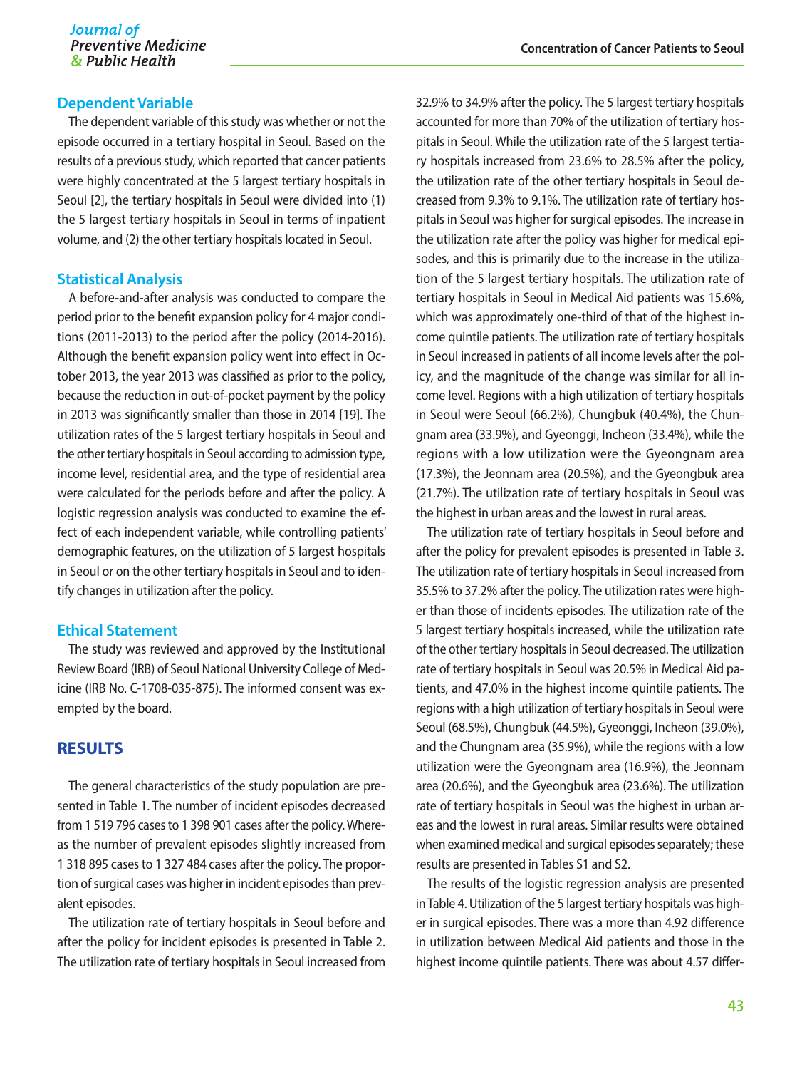## Dependent Variable

The dependent variable of this study was whether or not the episode occurred in a tertiary hospital in Seoul. Based on the results of a previous study, which reported that cancer patients were highly concentrated at the 5 largest tertiary hospitals in Seoul [2], the tertiary hospitals in Seoul were divided into (1) the 5 largest tertiary hospitals in Seoul in terms of inpatient volume, and (2) the other tertiary hospitals located in Seoul.

## Statistical Analysis

A before-and-after analysis was conducted to compare the period prior to the benefit expansion policy for 4 major conditions (2011-2013) to the period after the policy (2014-2016). Although the benefit expansion policy went into effect in October 2013, the year 2013 was classified as prior to the policy, because the reduction in out-of-pocket payment by the policy in 2013 was significantly smaller than those in 2014 [19]. The utilization rates of the 5 largest tertiary hospitals in Seoul and the other tertiary hospitals in Seoul according to admission type, income level, residential area, and the type of residential area were calculated for the periods before and after the policy. A logistic regression analysis was conducted to examine the effect of each independent variable, while controlling patients' demographic features, on the utilization of 5 largest hospitals in Seoul or on the other tertiary hospitals in Seoul and to identify changes in utilization after the policy.

## Ethical Statement

The study was reviewed and approved by the Institutional Review Board (IRB) of Seoul National University College of Medicine (IRB No. C-1708-035-875). The informed consent was exempted by the board.

# RESULTS

The general characteristics of the study population are presented in Table 1. The number of incident episodes decreased from 1 519 796 cases to 1 398 901 cases after the policy. Whereas the number of prevalent episodes slightly increased from 1 318 895 cases to 1 327 484 cases after the policy. The proportion of surgical cases was higher in incident episodes than prevalent episodes.

The utilization rate of tertiary hospitals in Seoul before and after the policy for incident episodes is presented in Table 2. The utilization rate of tertiary hospitals in Seoul increased from 32.9% to 34.9% after the policy. The 5 largest tertiary hospitals accounted for more than 70% of the utilization of tertiary hospitals in Seoul. While the utilization rate of the 5 largest tertiary hospitals increased from 23.6% to 28.5% after the policy, the utilization rate of the other tertiary hospitals in Seoul decreased from 9.3% to 9.1%. The utilization rate of tertiary hospitals in Seoul was higher for surgical episodes. The increase in the utilization rate after the policy was higher for medical episodes, and this is primarily due to the increase in the utilization of the 5 largest tertiary hospitals. The utilization rate of tertiary hospitals in Seoul in Medical Aid patients was 15.6%, which was approximately one-third of that of the highest income quintile patients. The utilization rate of tertiary hospitals in Seoul increased in patients of all income levels after the policy, and the magnitude of the change was similar for all income level. Regions with a high utilization of tertiary hospitals in Seoul were Seoul (66.2%), Chungbuk (40.4%), the Chungnam area (33.9%), and Gyeonggi, Incheon (33.4%), while the regions with a low utilization were the Gyeongnam area (17.3%), the Jeonnam area (20.5%), and the Gyeongbuk area (21.7%). The utilization rate of tertiary hospitals in Seoul was the highest in urban areas and the lowest in rural areas.

The utilization rate of tertiary hospitals in Seoul before and after the policy for prevalent episodes is presented in Table 3. The utilization rate of tertiary hospitals in Seoul increased from 35.5% to 37.2% after the policy. The utilization rates were higher than those of incidents episodes. The utilization rate of the 5 largest tertiary hospitals increased, while the utilization rate of the other tertiary hospitals in Seoul decreased. The utilization rate of tertiary hospitals in Seoul was 20.5% in Medical Aid patients, and 47.0% in the highest income quintile patients. The regions with a high utilization of tertiary hospitals in Seoul were Seoul (68.5%), Chungbuk (44.5%), Gyeonggi, Incheon (39.0%), and the Chungnam area (35.9%), while the regions with a low utilization were the Gyeongnam area (16.9%), the Jeonnam area (20.6%), and the Gyeongbuk area (23.6%). The utilization rate of tertiary hospitals in Seoul was the highest in urban areas and the lowest in rural areas. Similar results were obtained when examined medical and surgical episodes separately; these results are presented in Tables S1 and S2.

The results of the logistic regression analysis are presented in Table 4. Utilization of the 5 largest tertiary hospitals was higher in surgical episodes. There was a more than 4.92 difference in utilization between Medical Aid patients and those in the highest income quintile patients. There was about 4.57 differ-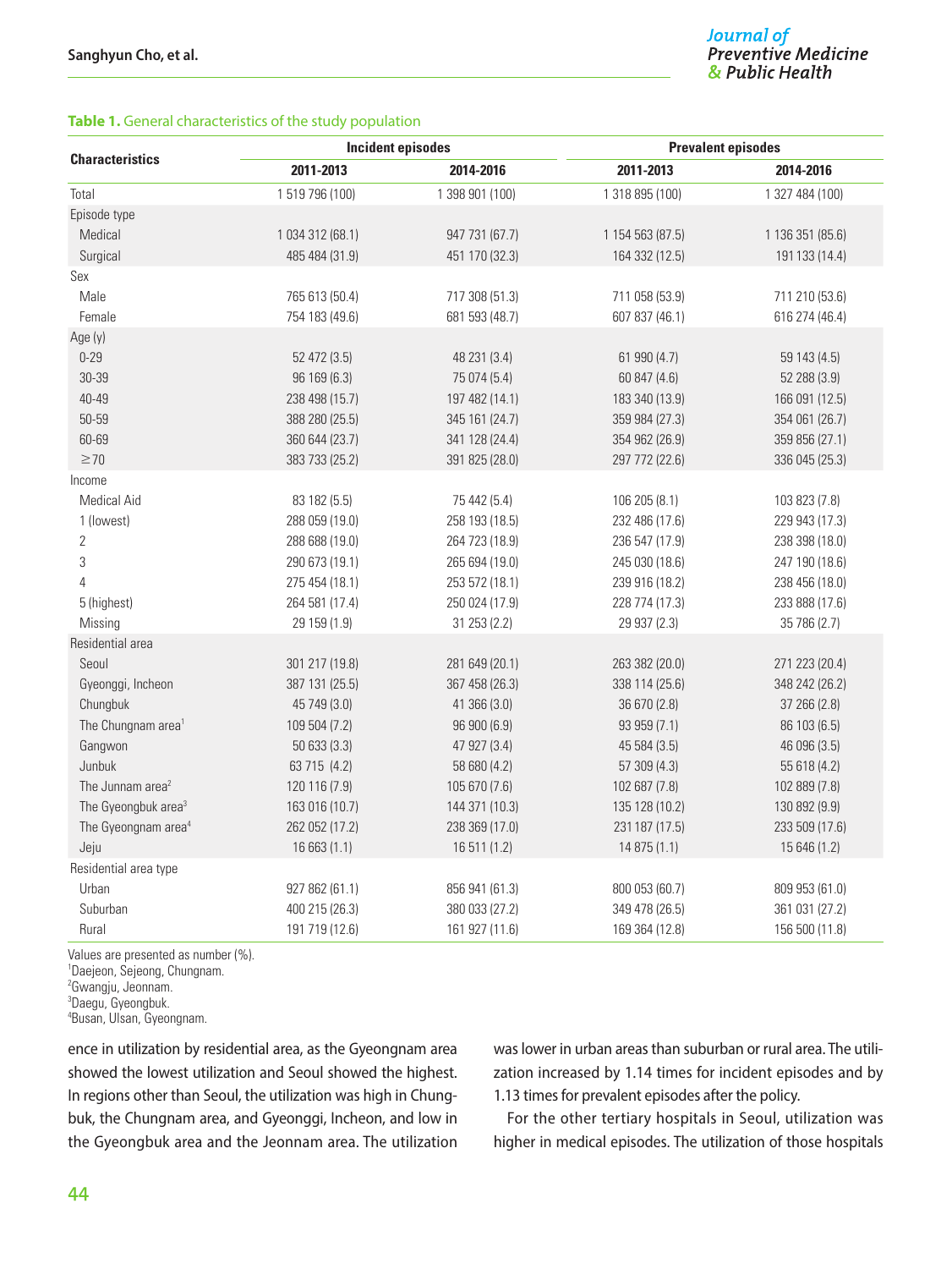**Table 1.** General characteristics of the study population

| Characteristics | Incident episodes | | Prevalent episodes | |
|---|---|---|---|---|
| | 2011-2013 | 2014-2016 | 2011-2013 | 2014-2016 |
| Total | 1 519 796 (100) | 1 398 901 (100) | 1 318 895 (100) | 1 327 484 (100) |
| Episode type | | | | |
| Medical | 1 034 312 (68.1) | 947 731 (67.7) | 1 154 563 (87.5) | 1 136 351 (85.6) |
| Surgical | 485 484 (31.9) | 451 170 (32.3) | 164 332 (12.5) | 191 133 (14.4) |
| Sex | | | | |
| Male | 765 613 (50.4) | 717 308 (51.3) | 711 058 (53.9) | 711 210 (53.6) |
| Female | 754 183 (49.6) | 681 593 (48.7) | 607 837 (46.1) | 616 274 (46.4) |
| Age (y) | | | | |
| 0-29 | 52 472 (3.5) | 48 231 (3.4) | 61 990 (4.7) | 59 143 (4.5) |
| 30-39 | 96 169 (6.3) | 75 074 (5.4) | 60 847 (4.6) | 52 288 (3.9) |
| 40-49 | 238 498 (15.7) | 197 482 (14.1) | 183 340 (13.9) | 166 091 (12.5) |
| 50-59 | 388 280 (25.5) | 345 161 (24.7) | 359 984 (27.3) | 354 061 (26.7) |
| 60-69 | 360 644 (23.7) | 341 128 (24.4) | 354 962 (26.9) | 359 856 (27.1) |
| ≥70 | 383 733 (25.2) | 391 825 (28.0) | 297 772 (22.6) | 336 045 (25.3) |
| Income | | | | |
| Medical Aid | 83 182 (5.5) | 75 442 (5.4) | 106 205 (8.1) | 103 823 (7.8) |
| 1 (lowest) | 288 059 (19.0) | 258 193 (18.5) | 232 486 (17.6) | 229 943 (17.3) |
| 2 | 288 688 (19.0) | 264 723 (18.9) | 236 547 (17.9) | 238 398 (18.0) |
| 3 | 290 673 (19.1) | 265 694 (19.0) | 245 030 (18.6) | 247 190 (18.6) |
| 4 | 275 454 (18.1) | 253 572 (18.1) | 239 916 (18.2) | 238 456 (18.0) |
| 5 (highest) | 264 581 (17.4) | 250 024 (17.9) | 228 774 (17.3) | 233 888 (17.6) |
| Missing | 29 159 (1.9) | 31 253 (2.2) | 29 937 (2.3) | 35 786 (2.7) |
| Residential area | | | | |
| Seoul | 301 217 (19.8) | 281 649 (20.1) | 263 382 (20.0) | 271 223 (20.4) |
| Gyeonggi, Incheon | 387 131 (25.5) | 367 458 (26.3) | 338 114 (25.6) | 348 242 (26.2) |
| Chungbuk | 45 749 (3.0) | 41 366 (3.0) | 36 670 (2.8) | 37 266 (2.8) |
| The Chungnam area[1] | 109 504 (7.2) | 96 900 (6.9) | 93 959 (7.1) | 86 103 (6.5) |
| Gangwon | 50 633 (3.3) | 47 927 (3.4) | 45 584 (3.5) | 46 096 (3.5) |
| Junbuk | 63 715 (4.2) | 58 680 (4.2) | 57 309 (4.3) | 55 618 (4.2) |
| The Junnam area[2] | 120 116 (7.9) | 105 670 (7.6) | 102 687 (7.8) | 102 889 (7.8) |
| The Gyeongbuk area[3] | 163 016 (10.7) | 144 371 (10.3) | 135 128 (10.2) | 130 892 (9.9) |
| The Gyeongnam area[4] | 262 052 (17.2) | 238 369 (17.0) | 231 187 (17.5) | 233 509 (17.6) |
| Jeju | 16 663 (1.1) | 16 511 (1.2) | 14 875 (1.1) | 15 646 (1.2) |
| Residential area type | | | | |
| Urban | 927 862 (61.1) | 856 941 (61.3) | 800 053 (60.7) | 809 953 (61.0) |
| Suburban | 400 215 (26.3) | 380 033 (27.2) | 349 478 (26.5) | 361 031 (27.2) |
| Rural | 191 719 (12.6) | 161 927 (11.6) | 169 364 (12.8) | 156 500 (11.8) |

Values are presented as number (%).
[1]Daejeon, Sejeong, Chungnam.
[2]Gwangju, Jeonnam.
[3]Daegu, Gyeongbuk.
[4]Busan, Ulsan, Gyeongnam.

ence in utilization by residential area, as the Gyeongnam area showed the lowest utilization and Seoul showed the highest. In regions other than Seoul, the utilization was high in Chungbuk, the Chungnam area, and Gyeonggi, Incheon, and low in the Gyeongbuk area and the Jeonnam area. The utilization was lower in urban areas than suburban or rural area. The utilization increased by 1.14 times for incident episodes and by 1.13 times for prevalent episodes after the policy.

For the other tertiary hospitals in Seoul, utilization was higher in medical episodes. The utilization of those hospitals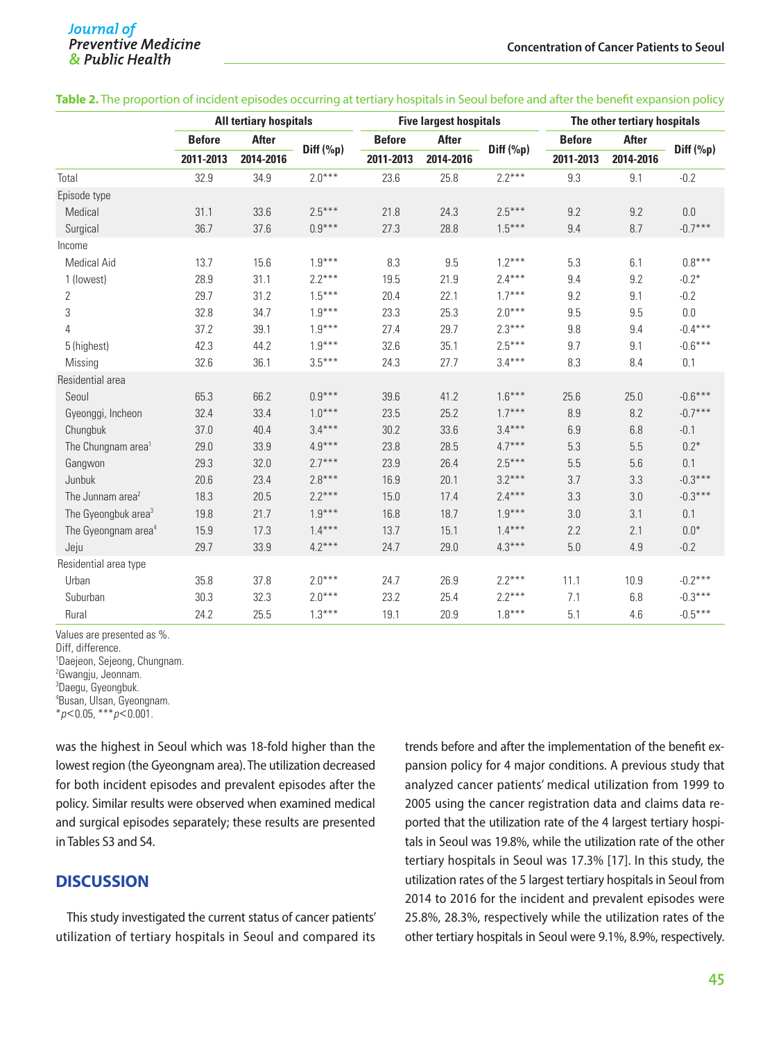**Table 2.** The proportion of incident episodes occurring at tertiary hospitals in Seoul before and after the benefit expansion policy

| | All tertiary hospitals | | | Five largest hospitals | | | The other tertiary hospitals | | |
|---|---|---|---|---|---|---|---|---|---|
| | Before | After | Diff (%p) | Before | After | Diff (%p) | Before | After | Diff (%p) |
| | 2011-2013 | 2014-2016 | | 2011-2013 | 2014-2016 | | 2011-2013 | 2014-2016 | |
| Total | 32.9 | 34.9 | 2.0*** | 23.6 | 25.8 | 2.2*** | 9.3 | 9.1 | -0.2 |
| Episode type | | | | | | | | | |
| Medical | 31.1 | 33.6 | 2.5*** | 21.8 | 24.3 | 2.5*** | 9.2 | 9.2 | 0.0 |
| Surgical | 36.7 | 37.6 | 0.9*** | 27.3 | 28.8 | 1.5*** | 9.4 | 8.7 | -0.7*** |
| Income | | | | | | | | | |
| Medical Aid | 13.7 | 15.6 | 1.9*** | 8.3 | 9.5 | 1.2*** | 5.3 | 6.1 | 0.8*** |
| 1 (lowest) | 28.9 | 31.1 | 2.2*** | 19.5 | 21.9 | 2.4*** | 9.4 | 9.2 | -0.2* |
| 2 | 29.7 | 31.2 | 1.5*** | 20.4 | 22.1 | 1.7*** | 9.2 | 9.1 | -0.2 |
| 3 | 32.8 | 34.7 | 1.9*** | 23.3 | 25.3 | 2.0*** | 9.5 | 9.5 | 0.0 |
| 4 | 37.2 | 39.1 | 1.9*** | 27.4 | 29.7 | 2.3*** | 9.8 | 9.4 | -0.4*** |
| 5 (highest) | 42.3 | 44.2 | 1.9*** | 32.6 | 35.1 | 2.5*** | 9.7 | 9.1 | -0.6*** |
| Missing | 32.6 | 36.1 | 3.5*** | 24.3 | 27.7 | 3.4*** | 8.3 | 8.4 | 0.1 |
| Residential area | | | | | | | | | |
| Seoul | 65.3 | 66.2 | 0.9*** | 39.6 | 41.2 | 1.6*** | 25.6 | 25.0 | -0.6*** |
| Gyeonggi, Incheon | 32.4 | 33.4 | 1.0*** | 23.5 | 25.2 | 1.7*** | 8.9 | 8.2 | -0.7*** |
| Chungbuk | 37.0 | 40.4 | 3.4*** | 30.2 | 33.6 | 3.4*** | 6.9 | 6.8 | -0.1 |
| The Chungnam area[1] | 29.0 | 33.9 | 4.9*** | 23.8 | 28.5 | 4.7*** | 5.3 | 5.5 | 0.2* |
| Gangwon | 29.3 | 32.0 | 2.7*** | 23.9 | 26.4 | 2.5*** | 5.5 | 5.6 | 0.1 |
| Junbuk | 20.6 | 23.4 | 2.8*** | 16.9 | 20.1 | 3.2*** | 3.7 | 3.3 | -0.3*** |
| The Junnam area[2] | 18.3 | 20.5 | 2.2*** | 15.0 | 17.4 | 2.4*** | 3.3 | 3.0 | -0.3*** |
| The Gyeongbuk area[3] | 19.8 | 21.7 | 1.9*** | 16.8 | 18.7 | 1.9*** | 3.0 | 3.1 | 0.1 |
| The Gyeongnam area[4] | 15.9 | 17.3 | 1.4*** | 13.7 | 15.1 | 1.4*** | 2.2 | 2.1 | 0.0* |
| Jeju | 29.7 | 33.9 | 4.2*** | 24.7 | 29.0 | 4.3*** | 5.0 | 4.9 | -0.2 |
| Residential area type | | | | | | | | | |
| Urban | 35.8 | 37.8 | 2.0*** | 24.7 | 26.9 | 2.2*** | 11.1 | 10.9 | -0.2*** |
| Suburban | 30.3 | 32.3 | 2.0*** | 23.2 | 25.4 | 2.2*** | 7.1 | 6.8 | -0.3*** |
| Rural | 24.2 | 25.5 | 1.3*** | 19.1 | 20.9 | 1.8*** | 5.1 | 4.6 | -0.5*** |

Values are presented as %.
Diff, difference.
[1]Daejeon, Sejeong, Chungnam.
[2]Gwangju, Jeonnam.
[3]Daegu, Gyeongbuk.
[4]Busan, Ulsan, Gyeongnam.
\*$p<0.05$, \*\*\*$p<0.001$.

was the highest in Seoul which was 18-fold higher than the lowest region (the Gyeongnam area). The utilization decreased for both incident episodes and prevalent episodes after the policy. Similar results were observed when examined medical and surgical episodes separately; these results are presented in Tables S3 and S4.

## DISCUSSION

This study investigated the current status of cancer patients' utilization of tertiary hospitals in Seoul and compared its trends before and after the implementation of the benefit expansion policy for 4 major conditions. A previous study that analyzed cancer patients' medical utilization from 1999 to 2005 using the cancer registration data and claims data reported that the utilization rate of the 4 largest tertiary hospitals in Seoul was 19.8%, while the utilization rate of the other tertiary hospitals in Seoul was 17.3% [17]. In this study, the utilization rates of the 5 largest tertiary hospitals in Seoul from 2014 to 2016 for the incident and prevalent episodes were 25.8%, 28.3%, respectively while the utilization rates of the other tertiary hospitals in Seoul were 9.1%, 8.9%, respectively.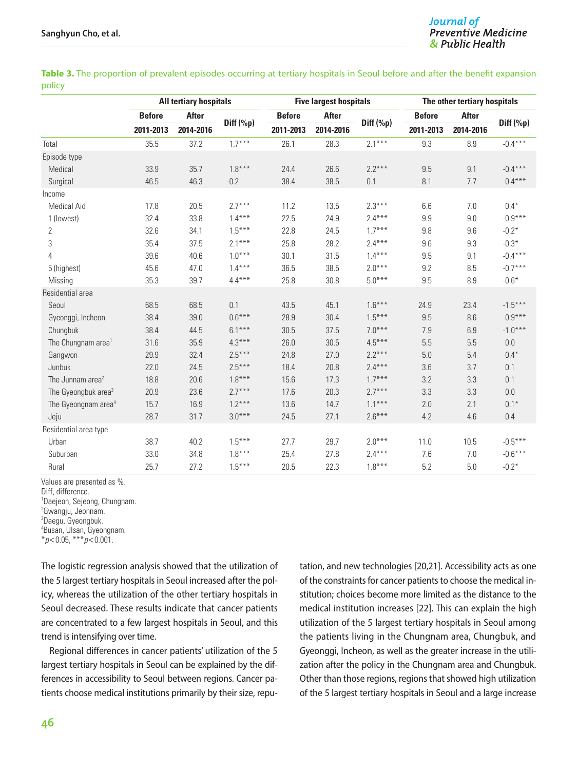**Table 3.** The proportion of prevalent episodes occurring at tertiary hospitals in Seoul before and after the benefit expansion policy

| | All tertiary hospitals | | | Five largest hospitals | | | The other tertiary hospitals | | |
|---|---|---|---|---|---|---|---|---|---|
| | Before | After | Diff (%p) | Before | After | Diff (%p) | Before | After | Diff (%p) |
| | 2011-2013 | 2014-2016 | | 2011-2013 | 2014-2016 | | 2011-2013 | 2014-2016 | |
| Total | 35.5 | 37.2 | 1.7*** | 26.1 | 28.3 | 2.1*** | 9.3 | 8.9 | -0.4*** |
| Episode type | | | | | | | | | |
| Medical | 33.9 | 35.7 | 1.8*** | 24.4 | 26.6 | 2.2*** | 9.5 | 9.1 | -0.4*** |
| Surgical | 46.5 | 46.3 | -0.2 | 38.4 | 38.5 | 0.1 | 8.1 | 7.7 | -0.4*** |
| Income | | | | | | | | | |
| Medical Aid | 17.8 | 20.5 | 2.7*** | 11.2 | 13.5 | 2.3*** | 6.6 | 7.0 | 0.4* |
| 1 (lowest) | 32.4 | 33.8 | 1.4*** | 22.5 | 24.9 | 2.4*** | 9.9 | 9.0 | -0.9*** |
| 2 | 32.6 | 34.1 | 1.5*** | 22.8 | 24.5 | 1.7*** | 9.8 | 9.6 | -0.2* |
| 3 | 35.4 | 37.5 | 2.1*** | 25.8 | 28.2 | 2.4*** | 9.6 | 9.3 | -0.3* |
| 4 | 39.6 | 40.6 | 1.0*** | 30.1 | 31.5 | 1.4*** | 9.5 | 9.1 | -0.4*** |
| 5 (highest) | 45.6 | 47.0 | 1.4*** | 36.5 | 38.5 | 2.0*** | 9.2 | 8.5 | -0.7*** |
| Missing | 35.3 | 39.7 | 4.4*** | 25.8 | 30.8 | 5.0*** | 9.5 | 8.9 | -0.6* |
| Residential area | | | | | | | | | |
| Seoul | 68.5 | 68.5 | 0.1 | 43.5 | 45.1 | 1.6*** | 24.9 | 23.4 | -1.5*** |
| Gyeonggi, Incheon | 38.4 | 39.0 | 0.6*** | 28.9 | 30.4 | 1.5*** | 9.5 | 8.6 | -0.9*** |
| Chungbuk | 38.4 | 44.5 | 6.1*** | 30.5 | 37.5 | 7.0*** | 7.9 | 6.9 | -1.0*** |
| The Chungnam area[1] | 31.6 | 35.9 | 4.3*** | 26.0 | 30.5 | 4.5*** | 5.5 | 5.5 | 0.0 |
| Gangwon | 29.9 | 32.4 | 2.5*** | 24.8 | 27.0 | 2.2*** | 5.0 | 5.4 | 0.4* |
| Junbuk | 22.0 | 24.5 | 2.5*** | 18.4 | 20.8 | 2.4*** | 3.6 | 3.7 | 0.1 |
| The Junnam area[2] | 18.8 | 20.6 | 1.8*** | 15.6 | 17.3 | 1.7*** | 3.2 | 3.3 | 0.1 |
| The Gyeongbuk area[3] | 20.9 | 23.6 | 2.7*** | 17.6 | 20.3 | 2.7*** | 3.3 | 3.3 | 0.0 |
| The Gyeongnam area[4] | 15.7 | 16.9 | 1.2*** | 13.6 | 14.7 | 1.1*** | 2.0 | 2.1 | 0.1* |
| Jeju | 28.7 | 31.7 | 3.0*** | 24.5 | 27.1 | 2.6*** | 4.2 | 4.6 | 0.4 |
| Residential area type | | | | | | | | | |
| Urban | 38.7 | 40.2 | 1.5*** | 27.7 | 29.7 | 2.0*** | 11.0 | 10.5 | -0.5*** |
| Suburban | 33.0 | 34.8 | 1.8*** | 25.4 | 27.8 | 2.4*** | 7.6 | 7.0 | -0.6*** |
| Rural | 25.7 | 27.2 | 1.5*** | 20.5 | 22.3 | 1.8*** | 5.2 | 5.0 | -0.2* |

Values are presented as %.
Diff, difference.
[1]Daejeon, Sejeong, Chungnam.
[2]Gwangju, Jeonnam.
[3]Daegu, Gyeongbuk.
[4]Busan, Ulsan, Gyeongnam.
*$p<0.05$, ***$p<0.001$.

The logistic regression analysis showed that the utilization of the 5 largest tertiary hospitals in Seoul increased after the policy, whereas the utilization of the other tertiary hospitals in Seoul decreased. These results indicate that cancer patients are concentrated to a few largest hospitals in Seoul, and this trend is intensifying over time.

Regional differences in cancer patients' utilization of the 5 largest tertiary hospitals in Seoul can be explained by the differences in accessibility to Seoul between regions. Cancer patients choose medical institutions primarily by their size, reputation, and new technologies [20,21]. Accessibility acts as one of the constraints for cancer patients to choose the medical institution; choices become more limited as the distance to the medical institution increases [22]. This can explain the high utilization of the 5 largest tertiary hospitals in Seoul among the patients living in the Chungnam area, Chungbuk, and Gyeonggi, Incheon, as well as the greater increase in the utilization after the policy in the Chungnam area and Chungbuk. Other than those regions, regions that showed high utilization of the 5 largest tertiary hospitals in Seoul and a large increase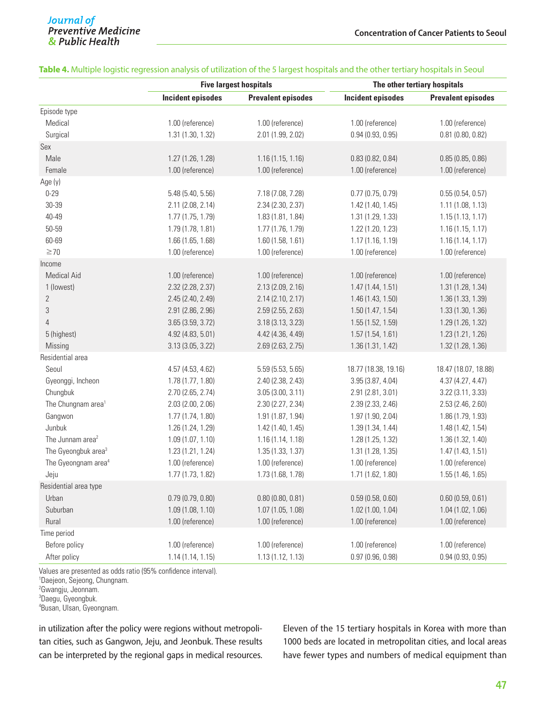**Table 4.** Multiple logistic regression analysis of utilization of the 5 largest hospitals and the other tertiary hospitals in Seoul

| | Five largest hospitals | | The other tertiary hospitals | |
|---|---|---|---|---|
| | Incident episodes | Prevalent episodes | Incident episodes | Prevalent episodes |
| Episode type | | | | |
| Medical | 1.00 (reference) | 1.00 (reference) | 1.00 (reference) | 1.00 (reference) |
| Surgical | 1.31 (1.30, 1.32) | 2.01 (1.99, 2.02) | 0.94 (0.93, 0.95) | 0.81 (0.80, 0.82) |
| Sex | | | | |
| Male | 1.27 (1.26, 1.28) | 1.16 (1.15, 1.16) | 0.83 (0.82, 0.84) | 0.85 (0.85, 0.86) |
| Female | 1.00 (reference) | 1.00 (reference) | 1.00 (reference) | 1.00 (reference) |
| Age (y) | | | | |
| 0-29 | 5.48 (5.40, 5.56) | 7.18 (7.08, 7.28) | 0.77 (0.75, 0.79) | 0.55 (0.54, 0.57) |
| 30-39 | 2.11 (2.08, 2.14) | 2.34 (2.30, 2.37) | 1.42 (1.40, 1.45) | 1.11 (1.08, 1.13) |
| 40-49 | 1.77 (1.75, 1.79) | 1.83 (1.81, 1.84) | 1.31 (1.29, 1.33) | 1.15 (1.13, 1.17) |
| 50-59 | 1.79 (1.78, 1.81) | 1.77 (1.76, 1.79) | 1.22 (1.20, 1.23) | 1.16 (1.15, 1.17) |
| 60-69 | 1.66 (1.65, 1.68) | 1.60 (1.58, 1.61) | 1.17 (1.16, 1.19) | 1.16 (1.14, 1.17) |
| ≥70 | 1.00 (reference) | 1.00 (reference) | 1.00 (reference) | 1.00 (reference) |
| Income | | | | |
| Medical Aid | 1.00 (reference) | 1.00 (reference) | 1.00 (reference) | 1.00 (reference) |
| 1 (lowest) | 2.32 (2.28, 2.37) | 2.13 (2.09, 2.16) | 1.47 (1.44, 1.51) | 1.31 (1.28, 1.34) |
| 2 | 2.45 (2.40, 2.49) | 2.14 (2.10, 2.17) | 1.46 (1.43, 1.50) | 1.36 (1.33, 1.39) |
| 3 | 2.91 (2.86, 2.96) | 2.59 (2.55, 2.63) | 1.50 (1.47, 1.54) | 1.33 (1.30, 1.36) |
| 4 | 3.65 (3.59, 3.72) | 3.18 (3.13, 3.23) | 1.55 (1.52, 1.59) | 1.29 (1.26, 1.32) |
| 5 (highest) | 4.92 (4.83, 5.01) | 4.42 (4.36, 4.49) | 1.57 (1.54, 1.61) | 1.23 (1.21, 1.26) |
| Missing | 3.13 (3.05, 3.22) | 2.69 (2.63, 2.75) | 1.36 (1.31, 1.42) | 1.32 (1.28, 1.36) |
| Residential area | | | | |
| Seoul | 4.57 (4.53, 4.62) | 5.59 (5.53, 5.65) | 18.77 (18.38, 19.16) | 18.47 (18.07, 18.88) |
| Gyeonggi, Incheon | 1.78 (1.77, 1.80) | 2.40 (2.38, 2.43) | 3.95 (3.87, 4.04) | 4.37 (4.27, 4.47) |
| Chungbuk | 2.70 (2.65, 2.74) | 3.05 (3.00, 3.11) | 2.91 (2.81, 3.01) | 3.22 (3.11, 3.33) |
| The Chungnam area[1] | 2.03 (2.00, 2.06) | 2.30 (2.27, 2.34) | 2.39 (2.33, 2.46) | 2.53 (2.46, 2.60) |
| Gangwon | 1.77 (1.74, 1.80) | 1.91 (1.87, 1.94) | 1.97 (1.90, 2.04) | 1.86 (1.79, 1.93) |
| Junbuk | 1.26 (1.24, 1.29) | 1.42 (1.40, 1.45) | 1.39 (1.34, 1.44) | 1.48 (1.42, 1.54) |
| The Junnam area[2] | 1.09 (1.07, 1.10) | 1.16 (1.14, 1.18) | 1.28 (1.25, 1.32) | 1.36 (1.32, 1.40) |
| The Gyeongbuk area[3] | 1.23 (1.21, 1.24) | 1.35 (1.33, 1.37) | 1.31 (1.28, 1.35) | 1.47 (1.43, 1.51) |
| The Gyeongnam area[4] | 1.00 (reference) | 1.00 (reference) | 1.00 (reference) | 1.00 (reference) |
| Jeju | 1.77 (1.73, 1.82) | 1.73 (1.68, 1.78) | 1.71 (1.62, 1.80) | 1.55 (1.46, 1.65) |
| Residential area type | | | | |
| Urban | 0.79 (0.79, 0.80) | 0.80 (0.80, 0.81) | 0.59 (0.58, 0.60) | 0.60 (0.59, 0.61) |
| Suburban | 1.09 (1.08, 1.10) | 1.07 (1.05, 1.08) | 1.02 (1.00, 1.04) | 1.04 (1.02, 1.06) |
| Rural | 1.00 (reference) | 1.00 (reference) | 1.00 (reference) | 1.00 (reference) |
| Time period | | | | |
| Before policy | 1.00 (reference) | 1.00 (reference) | 1.00 (reference) | 1.00 (reference) |
| After policy | 1.14 (1.14, 1.15) | 1.13 (1.12, 1.13) | 0.97 (0.96, 0.98) | 0.94 (0.93, 0.95) |

Values are presented as odds ratio (95% confidence interval).
[1]Daejeon, Sejeong, Chungnam.
[2]Gwangju, Jeonnam.
[3]Daegu, Gyeongbuk.
[4]Busan, Ulsan, Gyeongnam.

in utilization after the policy were regions without metropolitan cities, such as Gangwon, Jeju, and Jeonbuk. These results can be interpreted by the regional gaps in medical resources. Eleven of the 15 tertiary hospitals in Korea with more than 1000 beds are located in metropolitan cities, and local areas have fewer types and numbers of medical equipment than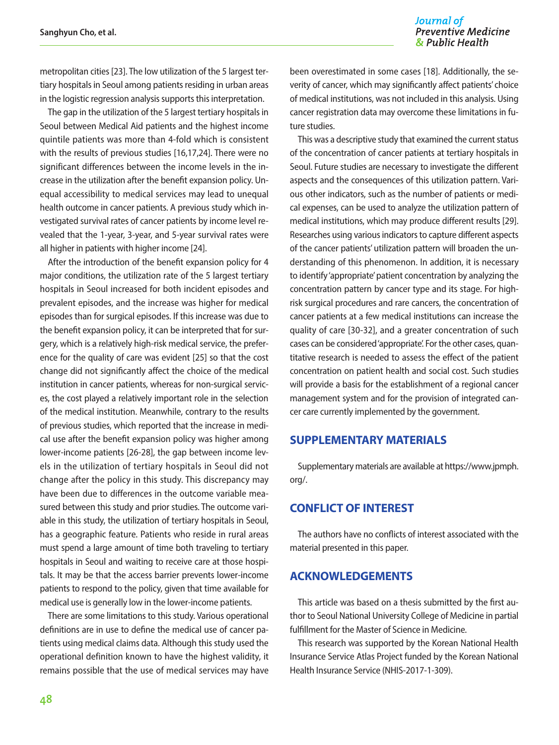metropolitan cities [23]. The low utilization of the 5 largest tertiary hospitals in Seoul among patients residing in urban areas in the logistic regression analysis supports this interpretation.

The gap in the utilization of the 5 largest tertiary hospitals in Seoul between Medical Aid patients and the highest income quintile patients was more than 4-fold which is consistent with the results of previous studies [16,17,24]. There were no significant differences between the income levels in the increase in the utilization after the benefit expansion policy. Unequal accessibility to medical services may lead to unequal health outcome in cancer patients. A previous study which investigated survival rates of cancer patients by income level revealed that the 1-year, 3-year, and 5-year survival rates were all higher in patients with higher income [24].

After the introduction of the benefit expansion policy for 4 major conditions, the utilization rate of the 5 largest tertiary hospitals in Seoul increased for both incident episodes and prevalent episodes, and the increase was higher for medical episodes than for surgical episodes. If this increase was due to the benefit expansion policy, it can be interpreted that for surgery, which is a relatively high-risk medical service, the preference for the quality of care was evident [25] so that the cost change did not significantly affect the choice of the medical institution in cancer patients, whereas for non-surgical services, the cost played a relatively important role in the selection of the medical institution. Meanwhile, contrary to the results of previous studies, which reported that the increase in medical use after the benefit expansion policy was higher among lower-income patients [26-28], the gap between income levels in the utilization of tertiary hospitals in Seoul did not change after the policy in this study. This discrepancy may have been due to differences in the outcome variable measured between this study and prior studies. The outcome variable in this study, the utilization of tertiary hospitals in Seoul, has a geographic feature. Patients who reside in rural areas must spend a large amount of time both traveling to tertiary hospitals in Seoul and waiting to receive care at those hospitals. It may be that the access barrier prevents lower-income patients to respond to the policy, given that time available for medical use is generally low in the lower-income patients.

There are some limitations to this study. Various operational definitions are in use to define the medical use of cancer patients using medical claims data. Although this study used the operational definition known to have the highest validity, it remains possible that the use of medical services may have been overestimated in some cases [18]. Additionally, the severity of cancer, which may significantly affect patients' choice of medical institutions, was not included in this analysis. Using cancer registration data may overcome these limitations in future studies.

This was a descriptive study that examined the current status of the concentration of cancer patients at tertiary hospitals in Seoul. Future studies are necessary to investigate the different aspects and the consequences of this utilization pattern. Various other indicators, such as the number of patients or medical expenses, can be used to analyze the utilization pattern of medical institutions, which may produce different results [29]. Researches using various indicators to capture different aspects of the cancer patients' utilization pattern will broaden the understanding of this phenomenon. In addition, it is necessary to identify 'appropriate' patient concentration by analyzing the concentration pattern by cancer type and its stage. For high-risk surgical procedures and rare cancers, the concentration of cancer patients at a few medical institutions can increase the quality of care [30-32], and a greater concentration of such cases can be considered 'appropriate'. For the other cases, quantitative research is needed to assess the effect of the patient concentration on patient health and social cost. Such studies will provide a basis for the establishment of a regional cancer management system and for the provision of integrated cancer care currently implemented by the government.

## SUPPLEMENTARY MATERIALS

Supplementary materials are available at https://www.jpmph.org/.

## CONFLICT OF INTEREST

The authors have no conflicts of interest associated with the material presented in this paper.

## ACKNOWLEDGEMENTS

This article was based on a thesis submitted by the first author to Seoul National University College of Medicine in partial fulfillment for the Master of Science in Medicine.

This research was supported by the Korean National Health Insurance Service Atlas Project funded by the Korean National Health Insurance Service (NHIS-2017-1-309).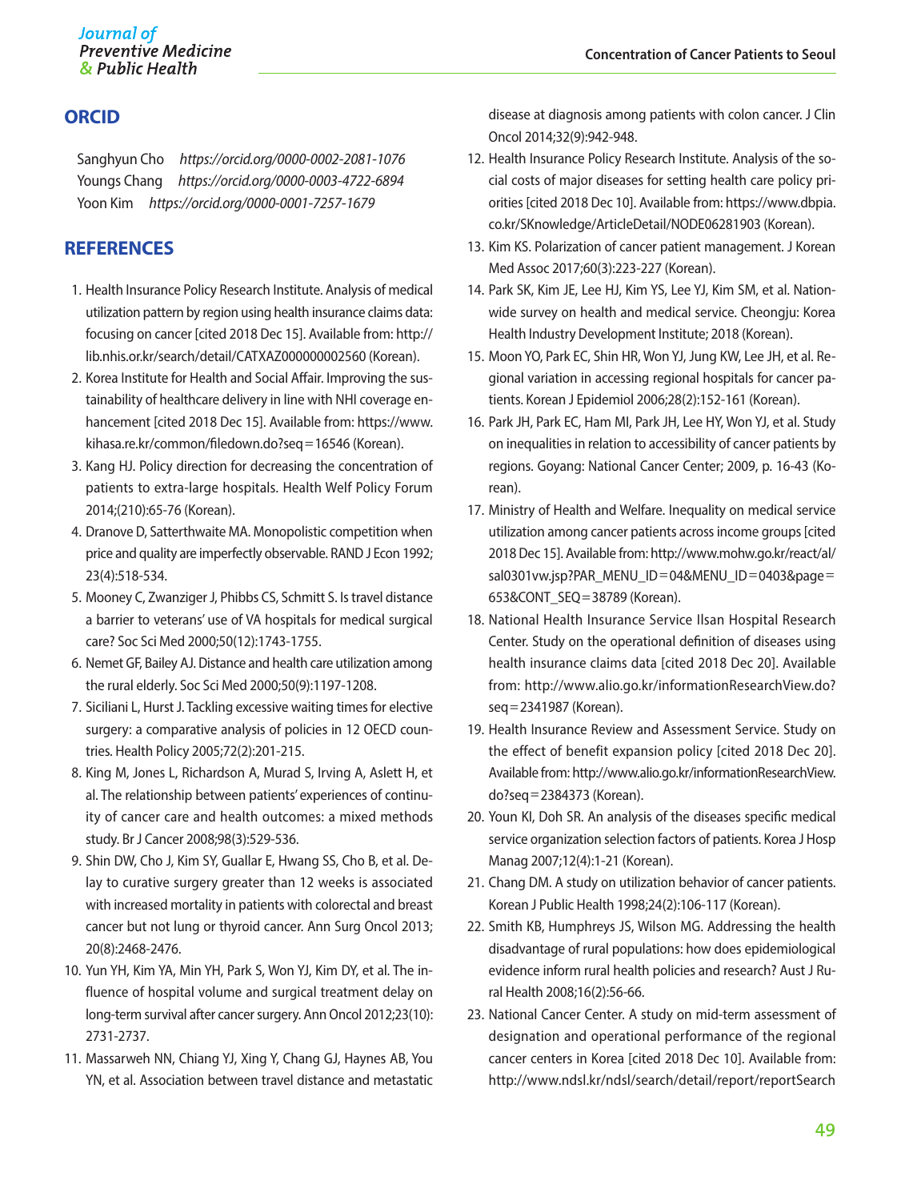## ORCID

Sanghyun Cho *https://orcid.org/0000-0002-2081-1076*
Youngs Chang *https://orcid.org/0000-0003-4722-6894*
Yoon Kim *https://orcid.org/0000-0001-7257-1679*

## REFERENCES

1. Health Insurance Policy Research Institute. Analysis of medical utilization pattern by region using health insurance claims data: focusing on cancer [cited 2018 Dec 15]. Available from: http://lib.nhis.or.kr/search/detail/CATXAZ000000002560 (Korean).
2. Korea Institute for Health and Social Affair. Improving the sustainability of healthcare delivery in line with NHI coverage enhancement [cited 2018 Dec 15]. Available from: https://www.kihasa.re.kr/common/filedown.do?seq=16546 (Korean).
3. Kang HJ. Policy direction for decreasing the concentration of patients to extra-large hospitals. Health Welf Policy Forum 2014;(210):65-76 (Korean).
4. Dranove D, Satterthwaite MA. Monopolistic competition when price and quality are imperfectly observable. RAND J Econ 1992;23(4):518-534.
5. Mooney C, Zwanziger J, Phibbs CS, Schmitt S. Is travel distance a barrier to veterans' use of VA hospitals for medical surgical care? Soc Sci Med 2000;50(12):1743-1755.
6. Nemet GF, Bailey AJ. Distance and health care utilization among the rural elderly. Soc Sci Med 2000;50(9):1197-1208.
7. Siciliani L, Hurst J. Tackling excessive waiting times for elective surgery: a comparative analysis of policies in 12 OECD countries. Health Policy 2005;72(2):201-215.
8. King M, Jones L, Richardson A, Murad S, Irving A, Aslett H, et al. The relationship between patients' experiences of continuity of cancer care and health outcomes: a mixed methods study. Br J Cancer 2008;98(3):529-536.
9. Shin DW, Cho J, Kim SY, Guallar E, Hwang SS, Cho B, et al. Delay to curative surgery greater than 12 weeks is associated with increased mortality in patients with colorectal and breast cancer but not lung or thyroid cancer. Ann Surg Oncol 2013;20(8):2468-2476.
10. Yun YH, Kim YA, Min YH, Park S, Won YJ, Kim DY, et al. The influence of hospital volume and surgical treatment delay on long-term survival after cancer surgery. Ann Oncol 2012;23(10):2731-2737.
11. Massarweh NN, Chiang YJ, Xing Y, Chang GJ, Haynes AB, You YN, et al. Association between travel distance and metastatic disease at diagnosis among patients with colon cancer. J Clin Oncol 2014;32(9):942-948.
12. Health Insurance Policy Research Institute. Analysis of the social costs of major diseases for setting health care policy priorities [cited 2018 Dec 10]. Available from: https://www.dbpia.co.kr/SKnowledge/ArticleDetail/NODE06281903 (Korean).
13. Kim KS. Polarization of cancer patient management. J Korean Med Assoc 2017;60(3):223-227 (Korean).
14. Park SK, Kim JE, Lee HJ, Kim YS, Lee YJ, Kim SM, et al. Nationwide survey on health and medical service. Cheongju: Korea Health Industry Development Institute; 2018 (Korean).
15. Moon YO, Park EC, Shin HR, Won YJ, Jung KW, Lee JH, et al. Regional variation in accessing regional hospitals for cancer patients. Korean J Epidemiol 2006;28(2):152-161 (Korean).
16. Park JH, Park EC, Ham MI, Park JH, Lee HY, Won YJ, et al. Study on inequalities in relation to accessibility of cancer patients by regions. Goyang: National Cancer Center; 2009, p. 16-43 (Korean).
17. Ministry of Health and Welfare. Inequality on medical service utilization among cancer patients across income groups [cited 2018 Dec 15]. Available from: http://www.mohw.go.kr/react/al/sal0301vw.jsp?PAR_MENU_ID=04&MENU_ID=0403&page=653&CONT_SEQ=38789 (Korean).
18. National Health Insurance Service Ilsan Hospital Research Center. Study on the operational definition of diseases using health insurance claims data [cited 2018 Dec 20]. Available from: http://www.alio.go.kr/informationResearchView.do?seq=2341987 (Korean).
19. Health Insurance Review and Assessment Service. Study on the effect of benefit expansion policy [cited 2018 Dec 20]. Available from: http://www.alio.go.kr/informationResearchView.do?seq=2384373 (Korean).
20. Youn KI, Doh SR. An analysis of the diseases specific medical service organization selection factors of patients. Korea J Hosp Manag 2007;12(4):1-21 (Korean).
21. Chang DM. A study on utilization behavior of cancer patients. Korean J Public Health 1998;24(2):106-117 (Korean).
22. Smith KB, Humphreys JS, Wilson MG. Addressing the health disadvantage of rural populations: how does epidemiological evidence inform rural health policies and research? Aust J Rural Health 2008;16(2):56-66.
23. National Cancer Center. A study on mid-term assessment of designation and operational performance of the regional cancer centers in Korea [cited 2018 Dec 10]. Available from: http://www.ndsl.kr/ndsl/search/detail/report/reportSearch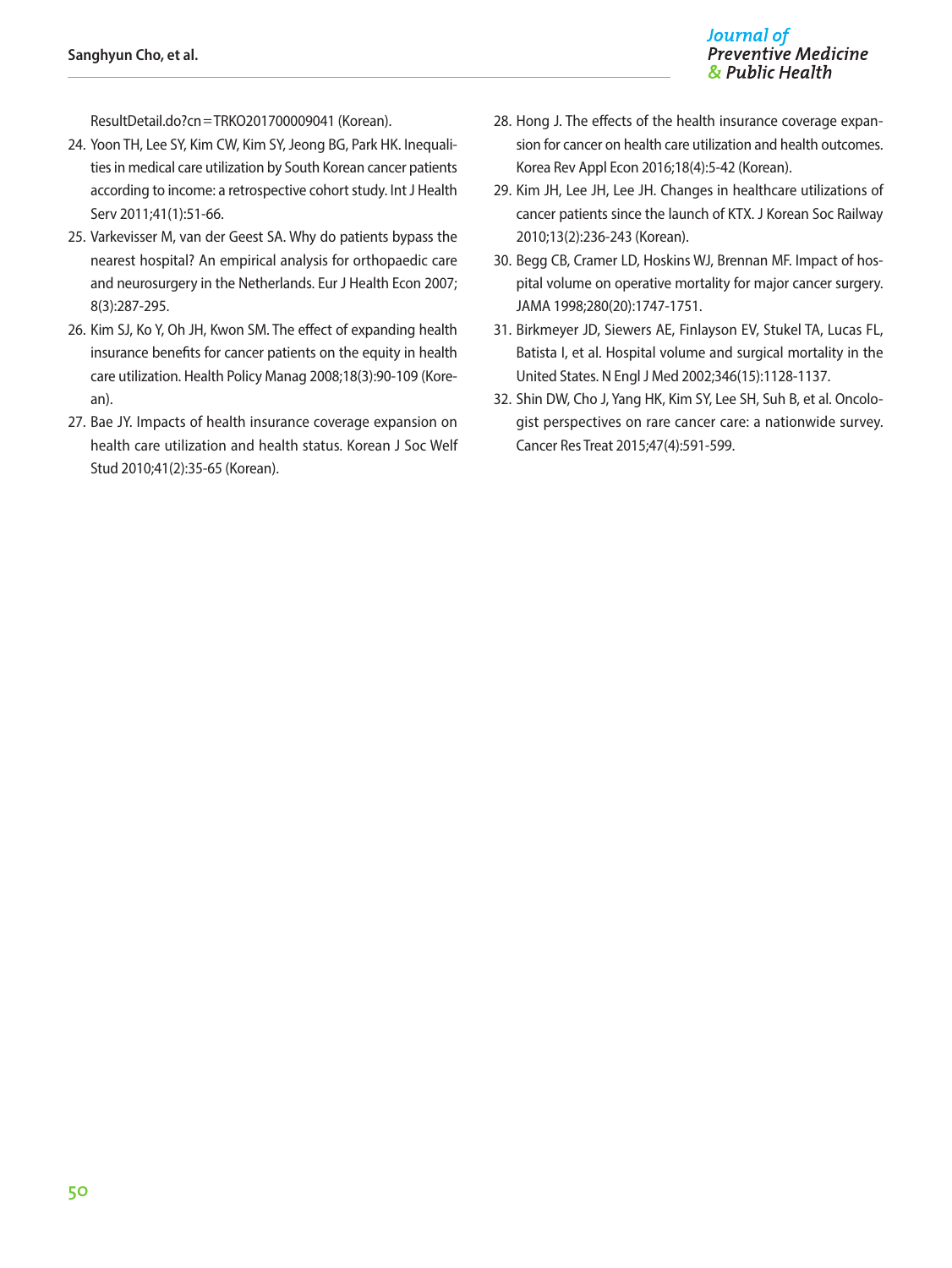ResultDetail.do?cn=TRKO201700009041 (Korean).

24. Yoon TH, Lee SY, Kim CW, Kim SY, Jeong BG, Park HK. Inequalities in medical care utilization by South Korean cancer patients according to income: a retrospective cohort study. Int J Health Serv 2011;41(1):51-66.
25. Varkevisser M, van der Geest SA. Why do patients bypass the nearest hospital? An empirical analysis for orthopaedic care and neurosurgery in the Netherlands. Eur J Health Econ 2007; 8(3):287-295.
26. Kim SJ, Ko Y, Oh JH, Kwon SM. The effect of expanding health insurance benefits for cancer patients on the equity in health care utilization. Health Policy Manag 2008;18(3):90-109 (Korean).
27. Bae JY. Impacts of health insurance coverage expansion on health care utilization and health status. Korean J Soc Welf Stud 2010;41(2):35-65 (Korean).
28. Hong J. The effects of the health insurance coverage expansion for cancer on health care utilization and health outcomes. Korea Rev Appl Econ 2016;18(4):5-42 (Korean).
29. Kim JH, Lee JH, Lee JH. Changes in healthcare utilizations of cancer patients since the launch of KTX. J Korean Soc Railway 2010;13(2):236-243 (Korean).
30. Begg CB, Cramer LD, Hoskins WJ, Brennan MF. Impact of hospital volume on operative mortality for major cancer surgery. JAMA 1998;280(20):1747-1751.
31. Birkmeyer JD, Siewers AE, Finlayson EV, Stukel TA, Lucas FL, Batista I, et al. Hospital volume and surgical mortality in the United States. N Engl J Med 2002;346(15):1128-1137.
32. Shin DW, Cho J, Yang HK, Kim SY, Lee SH, Suh B, et al. Oncologist perspectives on rare cancer care: a nationwide survey. Cancer Res Treat 2015;47(4):591-599.